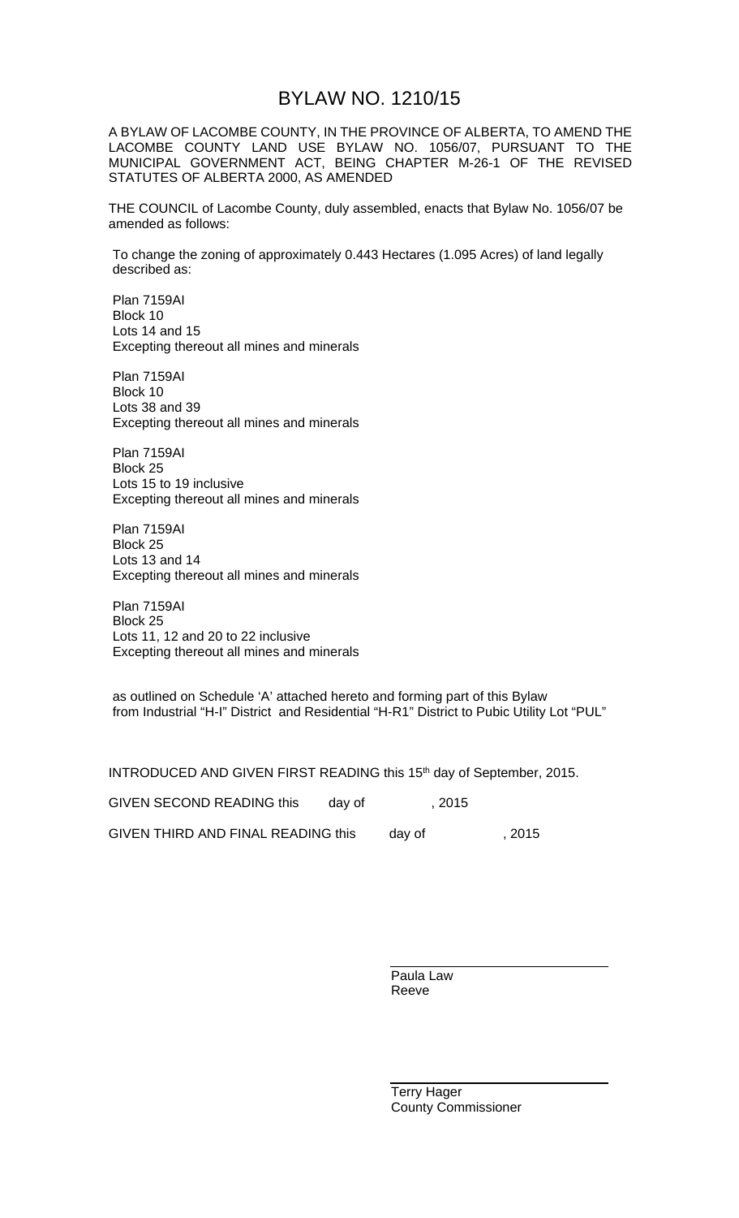# BYLAW NO. 1210/15

A BYLAW OF LACOMBE COUNTY, IN THE PROVINCE OF ALBERTA, TO AMEND THE LACOMBE COUNTY LAND USE BYLAW NO. 1056/07, PURSUANT TO THE MUNICIPAL GOVERNMENT ACT, BEING CHAPTER M-26-1 OF THE REVISED STATUTES OF ALBERTA 2000, AS AMENDED

THE COUNCIL of Lacombe County, duly assembled, enacts that Bylaw No. 1056/07 be amended as follows:

To change the zoning of approximately 0.443 Hectares (1.095 Acres) of land legally described as:

Plan 7159AI
Block 10
Lots 14 and 15
Excepting thereout all mines and minerals

Plan 7159AI
Block 10
Lots 38 and 39
Excepting thereout all mines and minerals

Plan 7159AI
Block 25
Lots 15 to 19 inclusive
Excepting thereout all mines and minerals

Plan 7159AI
Block 25
Lots 13 and 14
Excepting thereout all mines and minerals

Plan 7159AI
Block 25
Lots 11, 12 and 20 to 22 inclusive
Excepting thereout all mines and minerals

as outlined on Schedule 'A' attached hereto and forming part of this Bylaw from Industrial "H-I" District and Residential "H-R1" District to Pubic Utility Lot "PUL"

INTRODUCED AND GIVEN FIRST READING this 15th day of September, 2015.

GIVEN SECOND READING this day of , 2015

GIVEN THIRD AND FINAL READING this day of , 2015

Paula Law
Reeve

Terry Hager
County Commissioner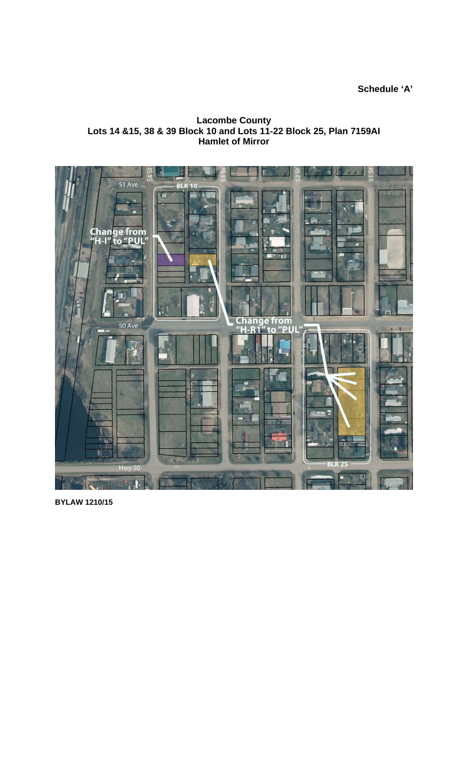**Schedule 'A'**

**Lacombe County**
**Lots 14 &15, 38 & 39 Block 10 and Lots 11-22 Block 25, Plan 7159AI**
**Hamlet of Mirror**

51 Ave
54 St
53 St
52 St
51 St
BLK 10
Change from "H-I" to "PUL"
Change from "H-R1" to "PUL"
50 Ave
BLK 25
Hwy 50

**BYLAW 1210/15**